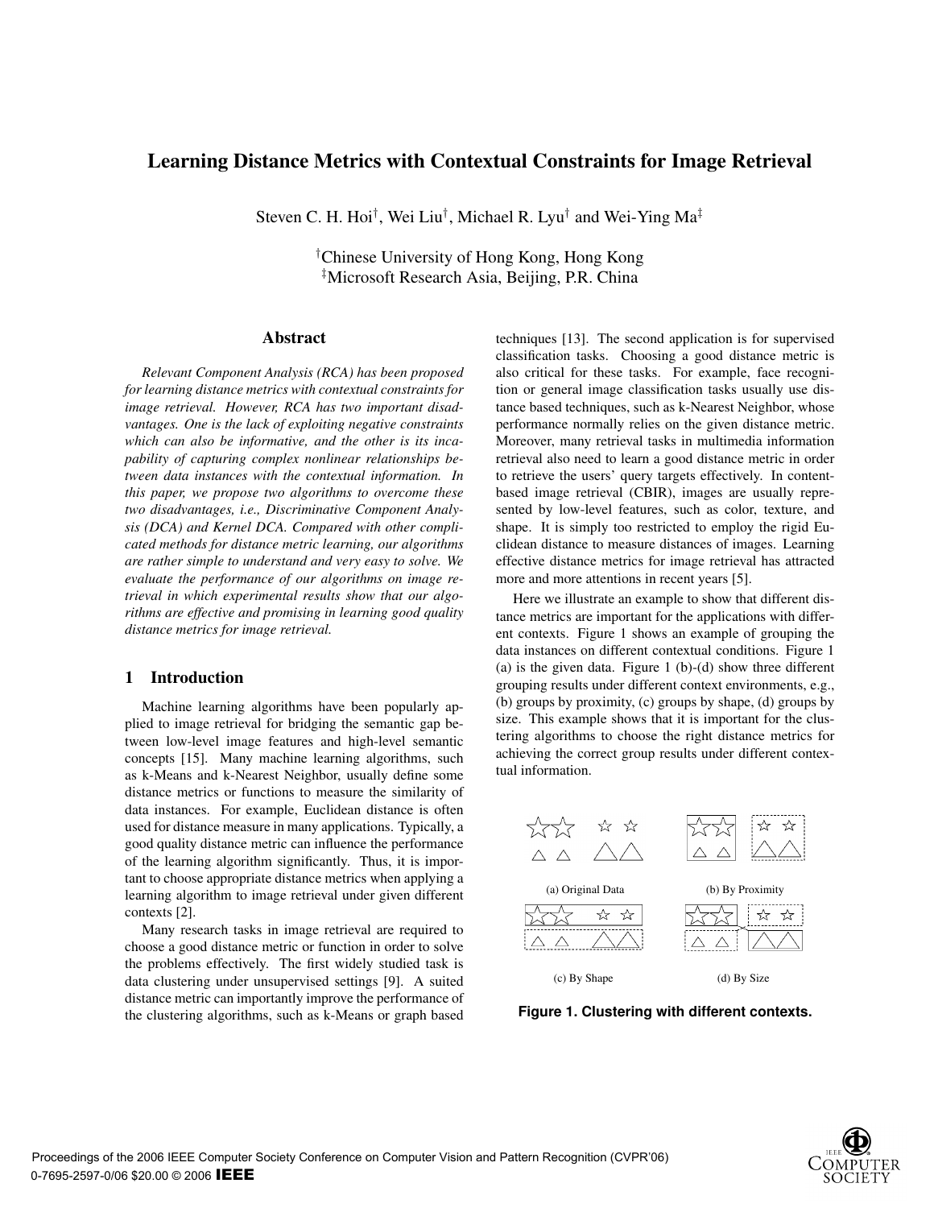# Learning Distance Metrics with Contextual Constraints for Image Retrieval

Steven C. H. Hoi[†], Wei Liu[†], Michael R. Lyu[†] and Wei-Ying Ma[‡]

[†]Chinese University of Hong Kong, Hong Kong
[‡]Microsoft Research Asia, Beijing, P.R. China

## Abstract

*Relevant Component Analysis (RCA) has been proposed for learning distance metrics with contextual constraints for image retrieval. However, RCA has two important disadvantages. One is the lack of exploiting negative constraints which can also be informative, and the other is its incapability of capturing complex nonlinear relationships between data instances with the contextual information. In this paper, we propose two algorithms to overcome these two disadvantages, i.e., Discriminative Component Analysis (DCA) and Kernel DCA. Compared with other complicated methods for distance metric learning, our algorithms are rather simple to understand and very easy to solve. We evaluate the performance of our algorithms on image retrieval in which experimental results show that our algorithms are effective and promising in learning good quality distance metrics for image retrieval.*

## 1 Introduction

Machine learning algorithms have been popularly applied to image retrieval for bridging the semantic gap between low-level image features and high-level semantic concepts [15]. Many machine learning algorithms, such as k-Means and k-Nearest Neighbor, usually define some distance metrics or functions to measure the similarity of data instances. For example, Euclidean distance is often used for distance measure in many applications. Typically, a good quality distance metric can influence the performance of the learning algorithm significantly. Thus, it is important to choose appropriate distance metrics when applying a learning algorithm to image retrieval under given different contexts [2].

Many research tasks in image retrieval are required to choose a good distance metric or function in order to solve the problems effectively. The first widely studied task is data clustering under unsupervised settings [9]. A suited distance metric can importantly improve the performance of the clustering algorithms, such as k-Means or graph based techniques [13]. The second application is for supervised classification tasks. Choosing a good distance metric is also critical for these tasks. For example, face recognition or general image classification tasks usually use distance based techniques, such as k-Nearest Neighbor, whose performance normally relies on the given distance metric. Moreover, many retrieval tasks in multimedia information retrieval also need to learn a good distance metric in order to retrieve the users' query targets effectively. In content-based image retrieval (CBIR), images are usually represented by low-level features, such as color, texture, and shape. It is simply too restricted to employ the rigid Euclidean distance to measure distances of images. Learning effective distance metrics for image retrieval has attracted more and more attentions in recent years [5].

Here we illustrate an example to show that different distance metrics are important for the applications with different contexts. Figure 1 shows an example of grouping the data instances on different contextual conditions. Figure 1 (a) is the given data. Figure 1 (b)-(d) show three different grouping results under different context environments, e.g., (b) groups by proximity, (c) groups by shape, (d) groups by size. This example shows that it is important for the clustering algorithms to choose the right distance metrics for achieving the correct group results under different contextual information.

(a) Original Data

(b) By Proximity

(c) By Shape

(d) By Size

**Figure 1. Clustering with different contexts.**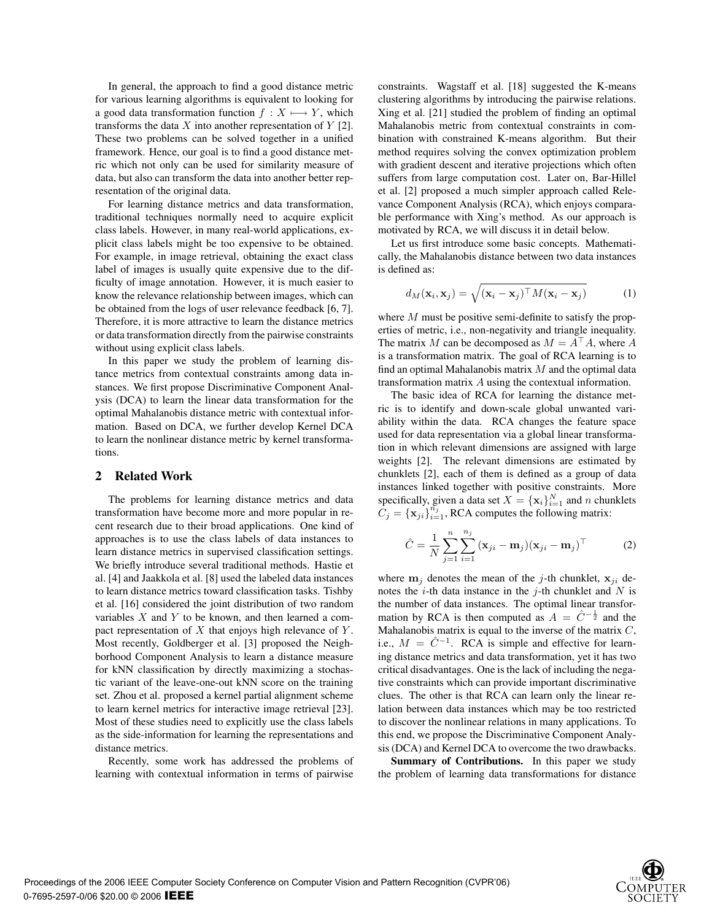In general, the approach to find a good distance metric for various learning algorithms is equivalent to looking for a good data transformation function $f : X \longmapsto Y$, which transforms the data $X$ into another representation of $Y$ [2]. These two problems can be solved together in a unified framework. Hence, our goal is to find a good distance metric which not only can be used for similarity measure of data, but also can transform the data into another better representation of the original data.

For learning distance metrics and data transformation, traditional techniques normally need to acquire explicit class labels. However, in many real-world applications, explicit class labels might be too expensive to be obtained. For example, in image retrieval, obtaining the exact class label of images is usually quite expensive due to the difficulty of image annotation. However, it is much easier to know the relevance relationship between images, which can be obtained from the logs of user relevance feedback [6, 7]. Therefore, it is more attractive to learn the distance metrics or data transformation directly from the pairwise constraints without using explicit class labels.

In this paper we study the problem of learning distance metrics from contextual constraints among data instances. We first propose Discriminative Component Analysis (DCA) to learn the linear data transformation for the optimal Mahalanobis distance metric with contextual information. Based on DCA, we further develop Kernel DCA to learn the nonlinear distance metric by kernel transformations.

## 2 Related Work

The problems for learning distance metrics and data transformation have become more and more popular in recent research due to their broad applications. One kind of approaches is to use the class labels of data instances to learn distance metrics in supervised classification settings. We briefly introduce several traditional methods. Hastie et al. [4] and Jaakkola et al. [8] used the labeled data instances to learn distance metrics toward classification tasks. Tishby et al. [16] considered the joint distribution of two random variables $X$ and $Y$ to be known, and then learned a compact representation of $X$ that enjoys high relevance of $Y$. Most recently, Goldberger et al. [3] proposed the Neighborhood Component Analysis to learn a distance measure for kNN classification by directly maximizing a stochastic variant of the leave-one-out kNN score on the training set. Zhou et al. proposed a kernel partial alignment scheme to learn kernel metrics for interactive image retrieval [23]. Most of these studies need to explicitly use the class labels as the side-information for learning the representations and distance metrics.

Recently, some work has addressed the problems of learning with contextual information in terms of pairwise constraints. Wagstaff et al. [18] suggested the K-means clustering algorithms by introducing the pairwise relations. Xing et al. [21] studied the problem of finding an optimal Mahalanobis metric from contextual constraints in combination with constrained K-means algorithm. But their method requires solving the convex optimization problem with gradient descent and iterative projections which often suffers from large computation cost. Later on, Bar-Hillel et al. [2] proposed a much simpler approach called Relevance Component Analysis (RCA), which enjoys comparable performance with Xing's method. As our approach is motivated by RCA, we will discuss it in detail below.

Let us first introduce some basic concepts. Mathematically, the Mahalanobis distance between two data instances is defined as:

$$d_M(\mathbf{x}_i, \mathbf{x}_j) = \sqrt{(\mathbf{x}_i - \mathbf{x}_j)^\top M (\mathbf{x}_i - \mathbf{x}_j)} \tag{1}$$

where $M$ must be positive semi-definite to satisfy the properties of metric, i.e., non-negativity and triangle inequality. The matrix $M$ can be decomposed as $M = A^\top A$, where $A$ is a transformation matrix. The goal of RCA learning is to find an optimal Mahalanobis matrix $M$ and the optimal data transformation matrix $A$ using the contextual information.

The basic idea of RCA for learning the distance metric is to identify and down-scale global unwanted variability within the data. RCA changes the feature space used for data representation via a global linear transformation in which relevant dimensions are assigned with large weights [2]. The relevant dimensions are estimated by chunklets [2], each of them is defined as a group of data instances linked together with positive constraints. More specifically, given a data set $X = \{\mathbf{x}_i\}_{i=1}^N$ and $n$ chunklets $C_j = \{\mathbf{x}_{ji}\}_{i=1}^{n_j}$, RCA computes the following matrix:

$$\hat{C} = \frac{1}{N} \sum_{j=1}^{n} \sum_{i=1}^{n_j} (\mathbf{x}_{ji} - \mathbf{m}_j)(\mathbf{x}_{ji} - \mathbf{m}_j)^\top \tag{2}$$

where $\mathbf{m}_j$ denotes the mean of the $j$-th chunklet, $\mathbf{x}_{ji}$ denotes the $i$-th data instance in the $j$-th chunklet and $N$ is the number of data instances. The optimal linear transformation by RCA is then computed as $A = \hat{C}^{-\frac{1}{2}}$ and the Mahalanobis matrix is equal to the inverse of the matrix $C$, i.e., $M = \hat{C}^{-1}$. RCA is simple and effective for learning distance metrics and data transformation, yet it has two critical disadvantages. One is the lack of including the negative constraints which can provide important discriminative clues. The other is that RCA can learn only the linear relation between data instances which may be too restricted to discover the nonlinear relations in many applications. To this end, we propose the Discriminative Component Analysis (DCA) and Kernel DCA to overcome the two drawbacks.

**Summary of Contributions.** In this paper we study the problem of learning data transformations for distance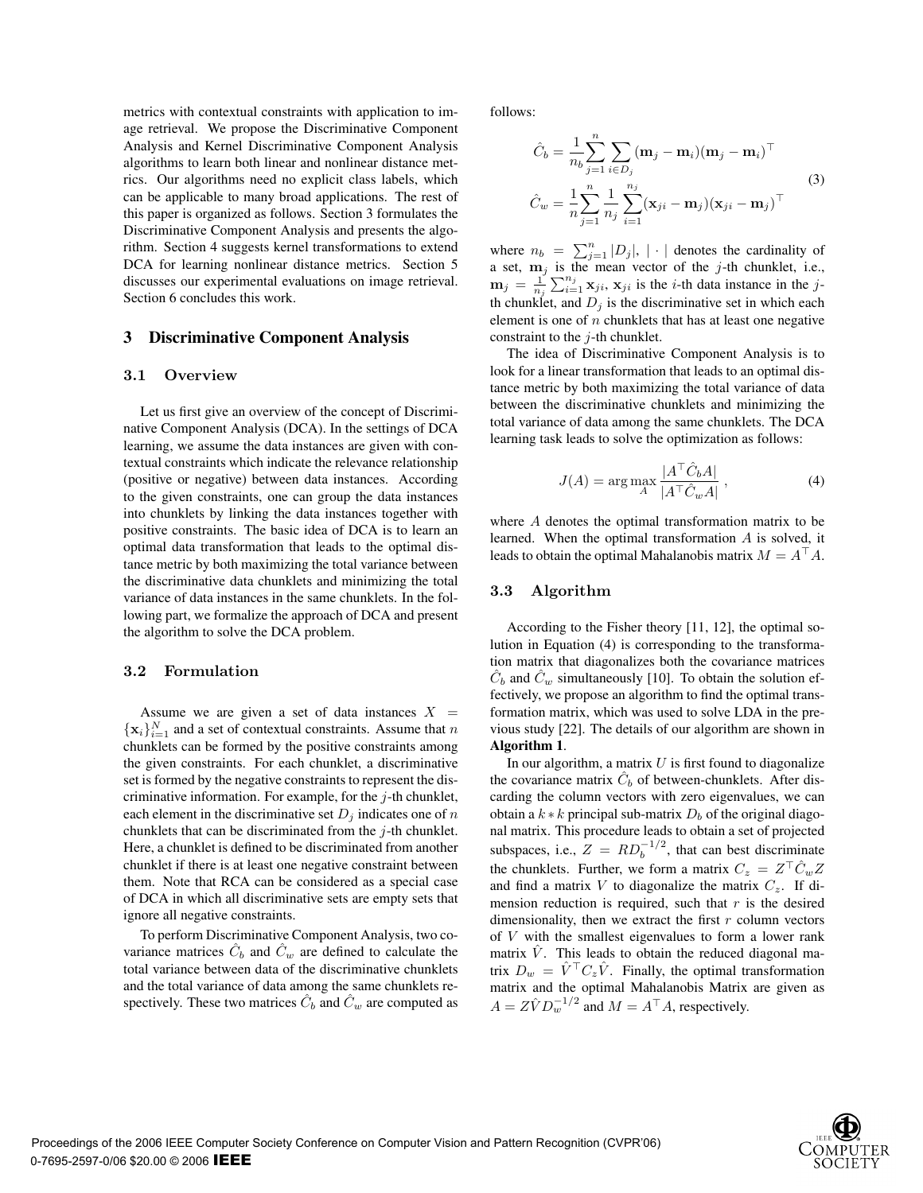metrics with contextual constraints with application to image retrieval. We propose the Discriminative Component Analysis and Kernel Discriminative Component Analysis algorithms to learn both linear and nonlinear distance metrics. Our algorithms need no explicit class labels, which can be applicable to many broad applications. The rest of this paper is organized as follows. Section 3 formulates the Discriminative Component Analysis and presents the algorithm. Section 4 suggests kernel transformations to extend DCA for learning nonlinear distance metrics. Section 5 discusses our experimental evaluations on image retrieval. Section 6 concludes this work.

# 3 Discriminative Component Analysis

## 3.1 Overview

Let us first give an overview of the concept of Discriminative Component Analysis (DCA). In the settings of DCA learning, we assume the data instances are given with contextual constraints which indicate the relevance relationship (positive or negative) between data instances. According to the given constraints, one can group the data instances into chunklets by linking the data instances together with positive constraints. The basic idea of DCA is to learn an optimal data transformation that leads to the optimal distance metric by both maximizing the total variance between the discriminative data chunklets and minimizing the total variance of data instances in the same chunklets. In the following part, we formalize the approach of DCA and present the algorithm to solve the DCA problem.

## 3.2 Formulation

Assume we are given a set of data instances $X = \{\mathbf{x}_i\}_{i=1}^N$ and a set of contextual constraints. Assume that $n$ chunklets can be formed by the positive constraints among the given constraints. For each chunklet, a discriminative set is formed by the negative constraints to represent the discriminative information. For example, for the $j$-th chunklet, each element in the discriminative set $D_j$ indicates one of $n$ chunklets that can be discriminated from the $j$-th chunklet. Here, a chunklet is defined to be discriminated from another chunklet if there is at least one negative constraint between them. Note that RCA can be considered as a special case of DCA in which all discriminative sets are empty sets that ignore all negative constraints.

To perform Discriminative Component Analysis, two covariance matrices $\hat{C}_b$ and $\hat{C}_w$ are defined to calculate the total variance between data of the discriminative chunklets and the total variance of data among the same chunklets respectively. These two matrices $\hat{C}_b$ and $\hat{C}_w$ are computed as follows:

$$
\begin{aligned}
\hat{C}_b &= \frac{1}{n_b}\sum_{j=1}^{n}\sum_{i \in D_j}(\mathbf{m}_j - \mathbf{m}_i)(\mathbf{m}_j - \mathbf{m}_i)^\top \\
\hat{C}_w &= \frac{1}{n}\sum_{j=1}^{n}\frac{1}{n_j}\sum_{i=1}^{n_j}(\mathbf{x}_{ji} - \mathbf{m}_j)(\mathbf{x}_{ji} - \mathbf{m}_j)^\top
\end{aligned}
\tag{3}
$$

where $n_b = \sum_{j=1}^{n}|D_j|$, $|\cdot|$ denotes the cardinality of a set, $\mathbf{m}_j$ is the mean vector of the $j$-th chunklet, i.e., $\mathbf{m}_j = \frac{1}{n_j}\sum_{i=1}^{n_j}\mathbf{x}_{ji}$, $\mathbf{x}_{ji}$ is the $i$-th data instance in the $j$-th chunklet, and $D_j$ is the discriminative set in which each element is one of $n$ chunklets that has at least one negative constraint to the $j$-th chunklet.

The idea of Discriminative Component Analysis is to look for a linear transformation that leads to an optimal distance metric by both maximizing the total variance of data between the discriminative chunklets and minimizing the total variance of data among the same chunklets. The DCA learning task leads to solve the optimization as follows:

$$
J(A) = \arg\max_{A} \frac{|A^\top \hat{C}_b A|}{|A^\top \hat{C}_w A|}\ , \tag{4}
$$

where $A$ denotes the optimal transformation matrix to be learned. When the optimal transformation $A$ is solved, it leads to obtain the optimal Mahalanobis matrix $M = A^\top A$.

## 3.3 Algorithm

According to the Fisher theory [11, 12], the optimal solution in Equation (4) is corresponding to the transformation matrix that diagonalizes both the covariance matrices $\hat{C}_b$ and $\hat{C}_w$ simultaneously [10]. To obtain the solution effectively, we propose an algorithm to find the optimal transformation matrix, which was used to solve LDA in the previous study [22]. The details of our algorithm are shown in **Algorithm 1**.

In our algorithm, a matrix $U$ is first found to diagonalize the covariance matrix $\hat{C}_b$ of between-chunklets. After discarding the column vectors with zero eigenvalues, we can obtain a $k * k$ principal sub-matrix $D_b$ of the original diagonal matrix. This procedure leads to obtain a set of projected subspaces, i.e., $Z = RD_b^{-1/2}$, that can best discriminate the chunklets. Further, we form a matrix $C_z = Z^\top \hat{C}_w Z$ and find a matrix $V$ to diagonalize the matrix $C_z$. If dimension reduction is required, such that $r$ is the desired dimensionality, then we extract the first $r$ column vectors of $V$ with the smallest eigenvalues to form a lower rank matrix $\hat{V}$. This leads to obtain the reduced diagonal matrix $D_w = \hat{V}^\top C_z \hat{V}$. Finally, the optimal transformation matrix and the optimal Mahalanobis Matrix are given as $A = Z\hat{V}D_w^{-1/2}$ and $M = A^\top A$, respectively.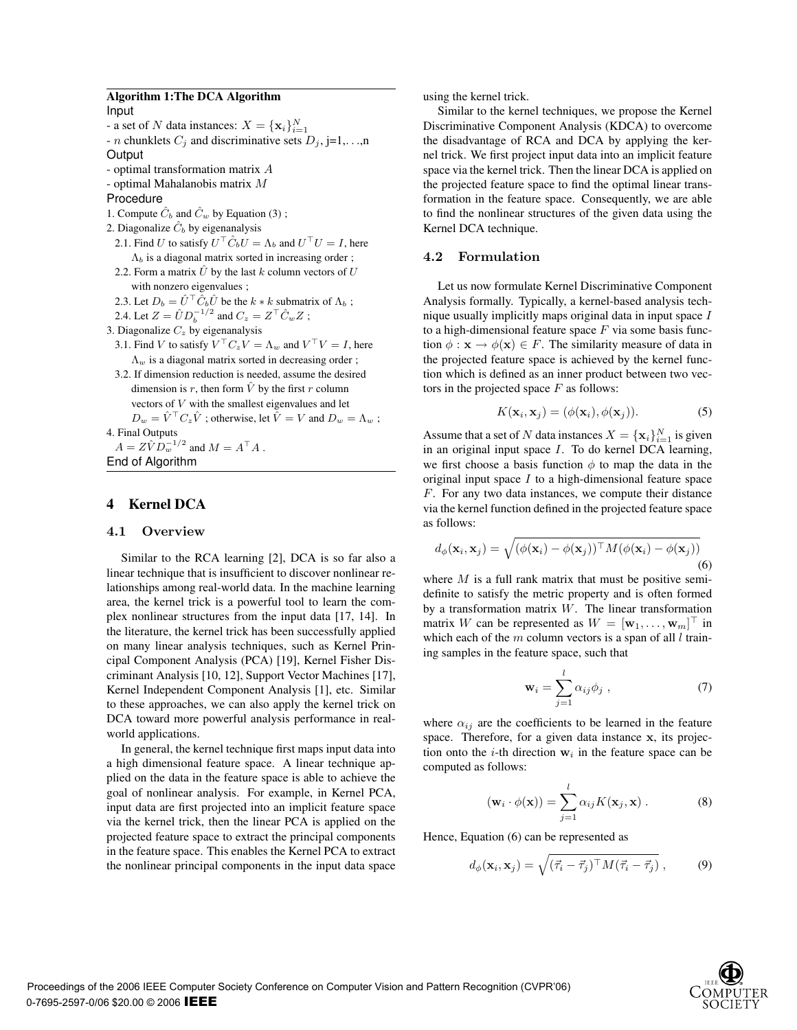**Algorithm 1:The DCA Algorithm**

Input

- a set of $N$ data instances: $X = \{\mathbf{x}_i\}_{i=1}^N$
- $n$ chunklets $C_j$ and discriminative sets $D_j$, j=1,...,n

Output

- optimal transformation matrix $A$
- optimal Mahalanobis matrix $M$

Procedure

1. Compute $\hat{C}_b$ and $\hat{C}_w$ by Equation (3) ;
2. Diagonalize $\hat{C}_b$ by eigenanalysis
   - 2.1. Find $U$ to satisfy $U^\top \hat{C}_b U = \Lambda_b$ and $U^\top U = I$, here $\Lambda_b$ is a diagonal matrix sorted in increasing order ;
   - 2.2. Form a matrix $\hat{U}$ by the last $k$ column vectors of $U$ with nonzero eigenvalues ;
   - 2.3. Let $D_b = \hat{U}^\top \hat{C}_b \hat{U}$ be the $k * k$ submatrix of $\Lambda_b$ ;
   - 2.4. Let $Z = \hat{U} D_b^{-1/2}$ and $C_z = Z^\top \hat{C}_w Z$ ;
3. Diagonalize $C_z$ by eigenanalysis
   - 3.1. Find $V$ to satisfy $V^\top C_z V = \Lambda_w$ and $V^\top V = I$, here $\Lambda_w$ is a diagonal matrix sorted in decreasing order ;
   - 3.2. If dimension reduction is needed, assume the desired dimension is $r$, then form $\hat{V}$ by the first $r$ column vectors of $V$ with the smallest eigenvalues and let $D_w = \hat{V}^\top C_z \hat{V}$ ; otherwise, let $\hat{V} = V$ and $D_w = \Lambda_w$ ;
4. Final Outputs
   $A = Z\hat{V} D_w^{-1/2}$ and $M = A^\top A$ .

End of Algorithm

# 4 Kernel DCA

## 4.1 Overview

Similar to the RCA learning [2], DCA is so far also a linear technique that is insufficient to discover nonlinear relationships among real-world data. In the machine learning area, the kernel trick is a powerful tool to learn the complex nonlinear structures from the input data [17, 14]. In the literature, the kernel trick has been successfully applied on many linear analysis techniques, such as Kernel Principal Component Analysis (PCA) [19], Kernel Fisher Discriminant Analysis [10, 12], Support Vector Machines [17], Kernel Independent Component Analysis [1], etc. Similar to these approaches, we can also apply the kernel trick on DCA toward more powerful analysis performance in real-world applications.

In general, the kernel technique first maps input data into a high dimensional feature space. A linear technique applied on the data in the feature space is able to achieve the goal of nonlinear analysis. For example, in Kernel PCA, input data are first projected into an implicit feature space via the kernel trick, then the linear PCA is applied on the projected feature space to extract the principal components in the feature space. This enables the Kernel PCA to extract the nonlinear principal components in the input data space using the kernel trick.

Similar to the kernel techniques, we propose the Kernel Discriminative Component Analysis (KDCA) to overcome the disadvantage of RCA and DCA by applying the kernel trick. We first project input data into an implicit feature space via the kernel trick. Then the linear DCA is applied on the projected feature space to find the optimal linear transformation in the feature space. Consequently, we are able to find the nonlinear structures of the given data using the Kernel DCA technique.

## 4.2 Formulation

Let us now formulate Kernel Discriminative Component Analysis formally. Typically, a kernel-based analysis technique usually implicitly maps original data in input space $I$ to a high-dimensional feature space $F$ via some basis function $\phi : \mathbf{x} \rightarrow \phi(\mathbf{x}) \in F$. The similarity measure of data in the projected feature space is achieved by the kernel function which is defined as an inner product between two vectors in the projected space $F$ as follows:

$$K(\mathbf{x}_i, \mathbf{x}_j) = (\phi(\mathbf{x}_i), \phi(\mathbf{x}_j)). \tag{5}$$

Assume that a set of $N$ data instances $X = \{\mathbf{x}_i\}_{i=1}^N$ is given in an original input space $I$. To do kernel DCA learning, we first choose a basis function $\phi$ to map the data in the original input space $I$ to a high-dimensional feature space $F$. For any two data instances, we compute their distance via the kernel function defined in the projected feature space as follows:

$$d_\phi(\mathbf{x}_i, \mathbf{x}_j) = \sqrt{(\phi(\mathbf{x}_i) - \phi(\mathbf{x}_j))^\top M (\phi(\mathbf{x}_i) - \phi(\mathbf{x}_j))} \tag{6}$$

where $M$ is a full rank matrix that must be positive semi-definite to satisfy the metric property and is often formed by a transformation matrix $W$. The linear transformation matrix $W$ can be represented as $W = [\mathbf{w}_1, \ldots, \mathbf{w}_m]^\top$ in which each of the $m$ column vectors is a span of all $l$ training samples in the feature space, such that

$$\mathbf{w}_i = \sum_{j=1}^{l} \alpha_{ij} \phi_j \ , \tag{7}$$

where $\alpha_{ij}$ are the coefficients to be learned in the feature space. Therefore, for a given data instance $\mathbf{x}$, its projection onto the $i$-th direction $\mathbf{w}_i$ in the feature space can be computed as follows:

$$(\mathbf{w}_i \cdot \phi(\mathbf{x})) = \sum_{j=1}^{l} \alpha_{ij} K(\mathbf{x}_j, \mathbf{x}) \ . \tag{8}$$

Hence, Equation (6) can be represented as

$$d_\phi(\mathbf{x}_i, \mathbf{x}_j) = \sqrt{(\vec{\tau}_i - \vec{\tau}_j)^\top M (\vec{\tau}_i - \vec{\tau}_j)} \ , \tag{9}$$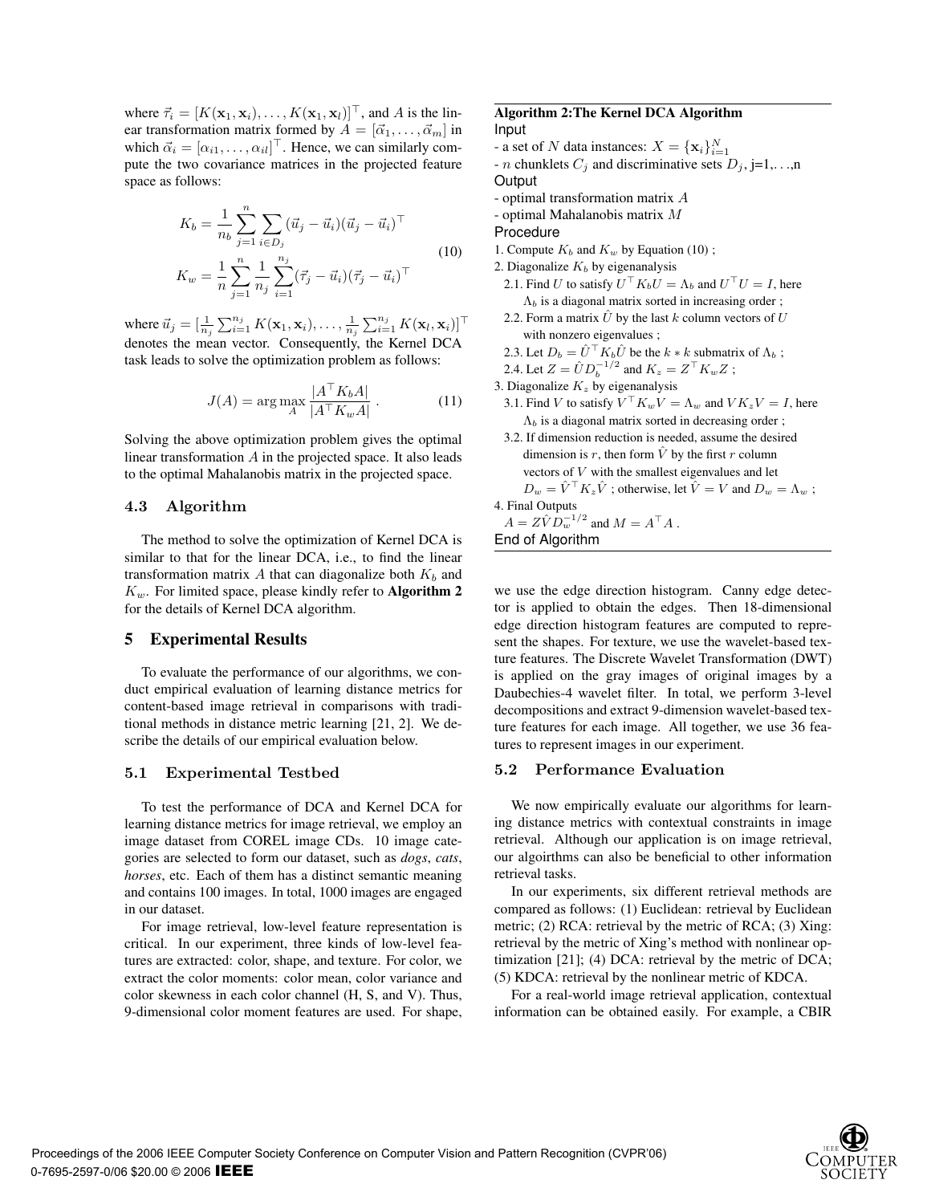where $\vec{\tau}_i = [K(\mathbf{x}_1, \mathbf{x}_i), \ldots, K(\mathbf{x}_1, \mathbf{x}_l)]^\top$, and $A$ is the linear transformation matrix formed by $A = [\vec{\alpha}_1, \ldots, \vec{\alpha}_m]$ in which $\vec{\alpha}_i = [\alpha_{i1}, \ldots, \alpha_{il}]^\top$. Hence, we can similarly compute the two covariance matrices in the projected feature space as follows:

$$
\begin{aligned}
K_b &= \frac{1}{n_b} \sum_{j=1}^{n} \sum_{i \in D_j} (\vec{u}_j - \vec{u}_i)(\vec{u}_j - \vec{u}_i)^\top \\
K_w &= \frac{1}{n} \sum_{j=1}^{n} \frac{1}{n_j} \sum_{i=1}^{n_j} (\vec{\tau}_j - \vec{u}_i)(\vec{\tau}_j - \vec{u}_i)^\top
\end{aligned} \tag{10}
$$

where $\vec{u}_j = [\frac{1}{n_j}\sum_{i=1}^{n_j} K(\mathbf{x}_1, \mathbf{x}_i), \ldots, \frac{1}{n_j}\sum_{i=1}^{n_j} K(\mathbf{x}_l, \mathbf{x}_i)]^\top$ denotes the mean vector. Consequently, the Kernel DCA task leads to solve the optimization problem as follows:

$$
J(A) = \arg\max_{A} \frac{|A^\top K_b A|}{|A^\top K_w A|} . \tag{11}
$$

Solving the above optimization problem gives the optimal linear transformation $A$ in the projected space. It also leads to the optimal Mahalanobis matrix in the projected space.

### 4.3 Algorithm

The method to solve the optimization of Kernel DCA is similar to that for the linear DCA, i.e., to find the linear transformation matrix $A$ that can diagonalize both $K_b$ and $K_w$. For limited space, please kindly refer to **Algorithm 2** for the details of Kernel DCA algorithm.

---

**Algorithm 2:The Kernel DCA Algorithm**

Input

- a set of $N$ data instances: $X = \{\mathbf{x}_i\}_{i=1}^N$
- $n$ chunklets $C_j$ and discriminative sets $D_j$, j=1,...,n

Output

- optimal transformation matrix $A$
- optimal Mahalanobis matrix $M$

Procedure

1. Compute $K_b$ and $K_w$ by Equation (10) ;
2. Diagonalize $K_b$ by eigenanalysis
   - 2.1. Find $U$ to satisfy $U^\top K_b U = \Lambda_b$ and $U^\top U = I$, here $\Lambda_b$ is a diagonal matrix sorted in increasing order ;
   - 2.2. Form a matrix $\hat{U}$ by the last $k$ column vectors of $U$ with nonzero eigenvalues ;
   - 2.3. Let $D_b = \hat{U}^\top K_b \hat{U}$ be the $k * k$ submatrix of $\Lambda_b$ ;
   - 2.4. Let $Z = \hat{U} D_b^{-1/2}$ and $K_z = Z^\top K_w Z$ ;
3. Diagonalize $K_z$ by eigenanalysis
   - 3.1. Find $V$ to satisfy $V^\top K_w V = \Lambda_w$ and $V K_z V = I$, here $\Lambda_b$ is a diagonal matrix sorted in decreasing order ;
   - 3.2. If dimension reduction is needed, assume the desired dimension is $r$, then form $\hat{V}$ by the first $r$ column vectors of $V$ with the smallest eigenvalues and let $D_w = \hat{V}^\top K_z \hat{V}$ ; otherwise, let $\hat{V} = V$ and $D_w = \Lambda_w$ ;
4. Final Outputs

   $A = Z\hat{V} D_w^{-1/2}$ and $M = A^\top A$ .

End of Algorithm

---

## 5 Experimental Results

To evaluate the performance of our algorithms, we conduct empirical evaluation of learning distance metrics for content-based image retrieval in comparisons with traditional methods in distance metric learning [21, 2]. We describe the details of our empirical evaluation below.

### 5.1 Experimental Testbed

To test the performance of DCA and Kernel DCA for learning distance metrics for image retrieval, we employ an image dataset from COREL image CDs. 10 image categories are selected to form our dataset, such as *dogs*, *cats*, *horses*, etc. Each of them has a distinct semantic meaning and contains 100 images. In total, 1000 images are engaged in our dataset.

For image retrieval, low-level feature representation is critical. In our experiment, three kinds of low-level features are extracted: color, shape, and texture. For color, we extract the color moments: color mean, color variance and color skewness in each color channel (H, S, and V). Thus, 9-dimensional color moment features are used. For shape, we use the edge direction histogram. Canny edge detector is applied to obtain the edges. Then 18-dimensional edge direction histogram features are computed to represent the shapes. For texture, we use the wavelet-based texture features. The Discrete Wavelet Transformation (DWT) is applied on the gray images of original images by a Daubechies-4 wavelet filter. In total, we perform 3-level decompositions and extract 9-dimension wavelet-based texture features for each image. All together, we use 36 features to represent images in our experiment.

### 5.2 Performance Evaluation

We now empirically evaluate our algorithms for learning distance metrics with contextual constraints in image retrieval. Although our application is on image retrieval, our algoirthms can also be beneficial to other information retrieval tasks.

In our experiments, six different retrieval methods are compared as follows: (1) Euclidean: retrieval by Euclidean metric; (2) RCA: retrieval by the metric of RCA; (3) Xing: retrieval by the metric of Xing's method with nonlinear optimization [21]; (4) DCA: retrieval by the metric of DCA; (5) KDCA: retrieval by the nonlinear metric of KDCA.

For a real-world image retrieval application, contextual information can be obtained easily. For example, a CBIR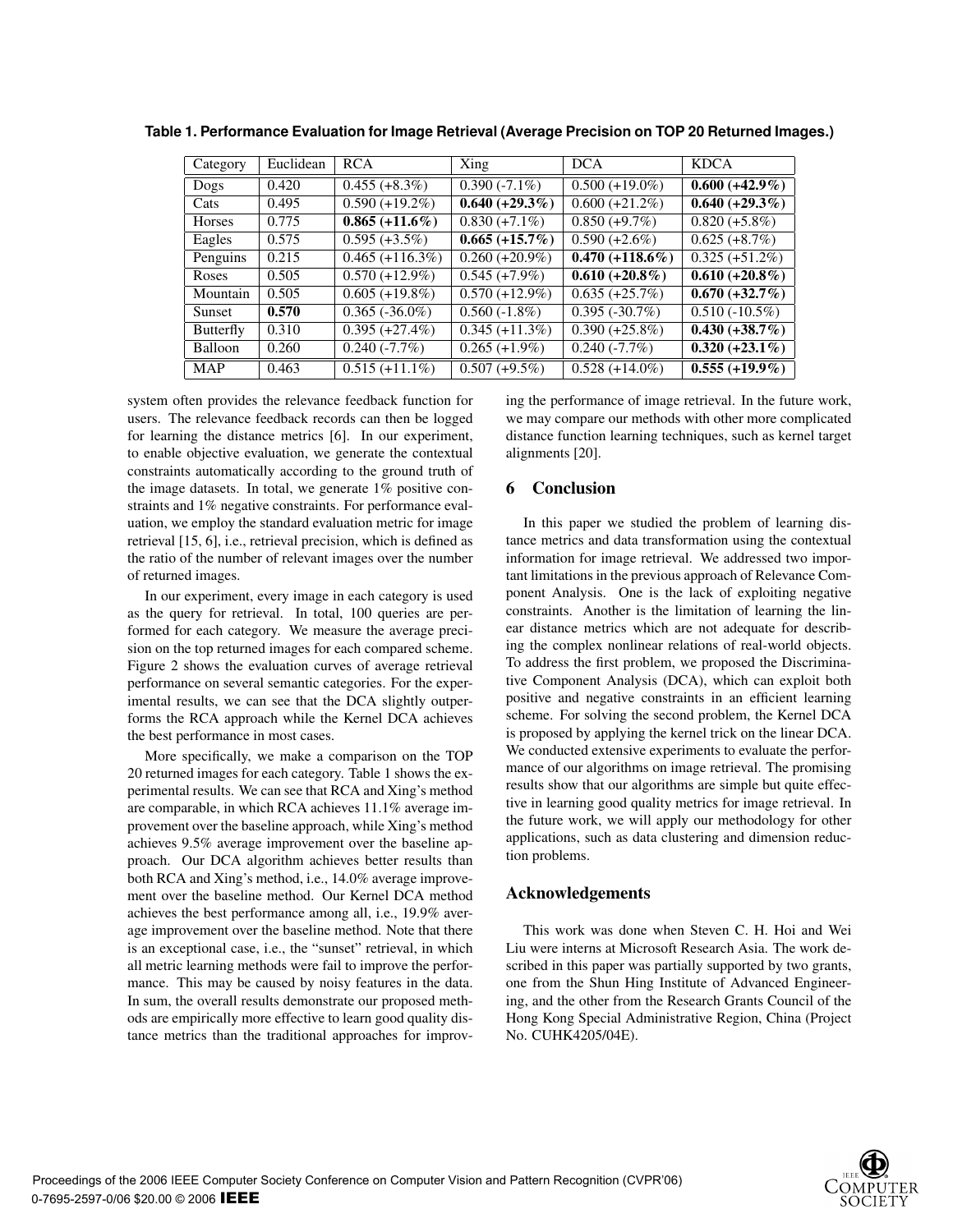**Table 1. Performance Evaluation for Image Retrieval (Average Precision on TOP 20 Returned Images.)**

| Category | Euclidean | RCA | Xing | DCA | KDCA |
|---|---|---|---|---|---|
| Dogs | 0.420 | 0.455 (+8.3%) | 0.390 (-7.1%) | 0.500 (+19.0%) | **0.600 (+42.9%)** |
| Cats | 0.495 | 0.590 (+19.2%) | **0.640 (+29.3%)** | 0.600 (+21.2%) | **0.640 (+29.3%)** |
| Horses | 0.775 | **0.865 (+11.6%)** | 0.830 (+7.1%) | 0.850 (+9.7%) | 0.820 (+5.8%) |
| Eagles | 0.575 | 0.595 (+3.5%) | **0.665 (+15.7%)** | 0.590 (+2.6%) | 0.625 (+8.7%) |
| Penguins | 0.215 | 0.465 (+116.3%) | 0.260 (+20.9%) | **0.470 (+118.6%)** | 0.325 (+51.2%) |
| Roses | 0.505 | 0.570 (+12.9%) | 0.545 (+7.9%) | **0.610 (+20.8%)** | **0.610 (+20.8%)** |
| Mountain | 0.505 | 0.605 (+19.8%) | 0.570 (+12.9%) | 0.635 (+25.7%) | **0.670 (+32.7%)** |
| Sunset | **0.570** | 0.365 (-36.0%) | 0.560 (-1.8%) | 0.395 (-30.7%) | 0.510 (-10.5%) |
| Butterfly | 0.310 | 0.395 (+27.4%) | 0.345 (+11.3%) | 0.390 (+25.8%) | **0.430 (+38.7%)** |
| Balloon | 0.260 | 0.240 (-7.7%) | 0.265 (+1.9%) | 0.240 (-7.7%) | **0.320 (+23.1%)** |
| MAP | 0.463 | 0.515 (+11.1%) | 0.507 (+9.5%) | 0.528 (+14.0%) | **0.555 (+19.9%)** |

system often provides the relevance feedback function for users. The relevance feedback records can then be logged for learning the distance metrics [6]. In our experiment, to enable objective evaluation, we generate the contextual constraints automatically according to the ground truth of the image datasets. In total, we generate 1% positive constraints and 1% negative constraints. For performance evaluation, we employ the standard evaluation metric for image retrieval [15, 6], i.e., retrieval precision, which is defined as the ratio of the number of relevant images over the number of returned images.

In our experiment, every image in each category is used as the query for retrieval. In total, 100 queries are performed for each category. We measure the average precision on the top returned images for each compared scheme. Figure 2 shows the evaluation curves of average retrieval performance on several semantic categories. For the experimental results, we can see that the DCA slightly outperforms the RCA approach while the Kernel DCA achieves the best performance in most cases.

More specifically, we make a comparison on the TOP 20 returned images for each category. Table 1 shows the experimental results. We can see that RCA and Xing's method are comparable, in which RCA achieves 11.1% average improvement over the baseline approach, while Xing's method achieves 9.5% average improvement over the baseline approach. Our DCA algorithm achieves better results than both RCA and Xing's method, i.e., 14.0% average improvement over the baseline method. Our Kernel DCA method achieves the best performance among all, i.e., 19.9% average improvement over the baseline method. Note that there is an exceptional case, i.e., the "sunset" retrieval, in which all metric learning methods were fail to improve the performance. This may be caused by noisy features in the data. In sum, the overall results demonstrate our proposed methods are empirically more effective to learn good quality distance metrics than the traditional approaches for improving the performance of image retrieval. In the future work, we may compare our methods with other more complicated distance function learning techniques, such as kernel target alignments [20].

## 6 Conclusion

In this paper we studied the problem of learning distance metrics and data transformation using the contextual information for image retrieval. We addressed two important limitations in the previous approach of Relevance Component Analysis. One is the lack of exploiting negative constraints. Another is the limitation of learning the linear distance metrics which are not adequate for describing the complex nonlinear relations of real-world objects. To address the first problem, we proposed the Discriminative Component Analysis (DCA), which can exploit both positive and negative constraints in an efficient learning scheme. For solving the second problem, the Kernel DCA is proposed by applying the kernel trick on the linear DCA. We conducted extensive experiments to evaluate the performance of our algorithms on image retrieval. The promising results show that our algorithms are simple but quite effective in learning good quality metrics for image retrieval. In the future work, we will apply our methodology for other applications, such as data clustering and dimension reduction problems.

## Acknowledgements

This work was done when Steven C. H. Hoi and Wei Liu were interns at Microsoft Research Asia. The work described in this paper was partially supported by two grants, one from the Shun Hing Institute of Advanced Engineering, and the other from the Research Grants Council of the Hong Kong Special Administrative Region, China (Project No. CUHK4205/04E).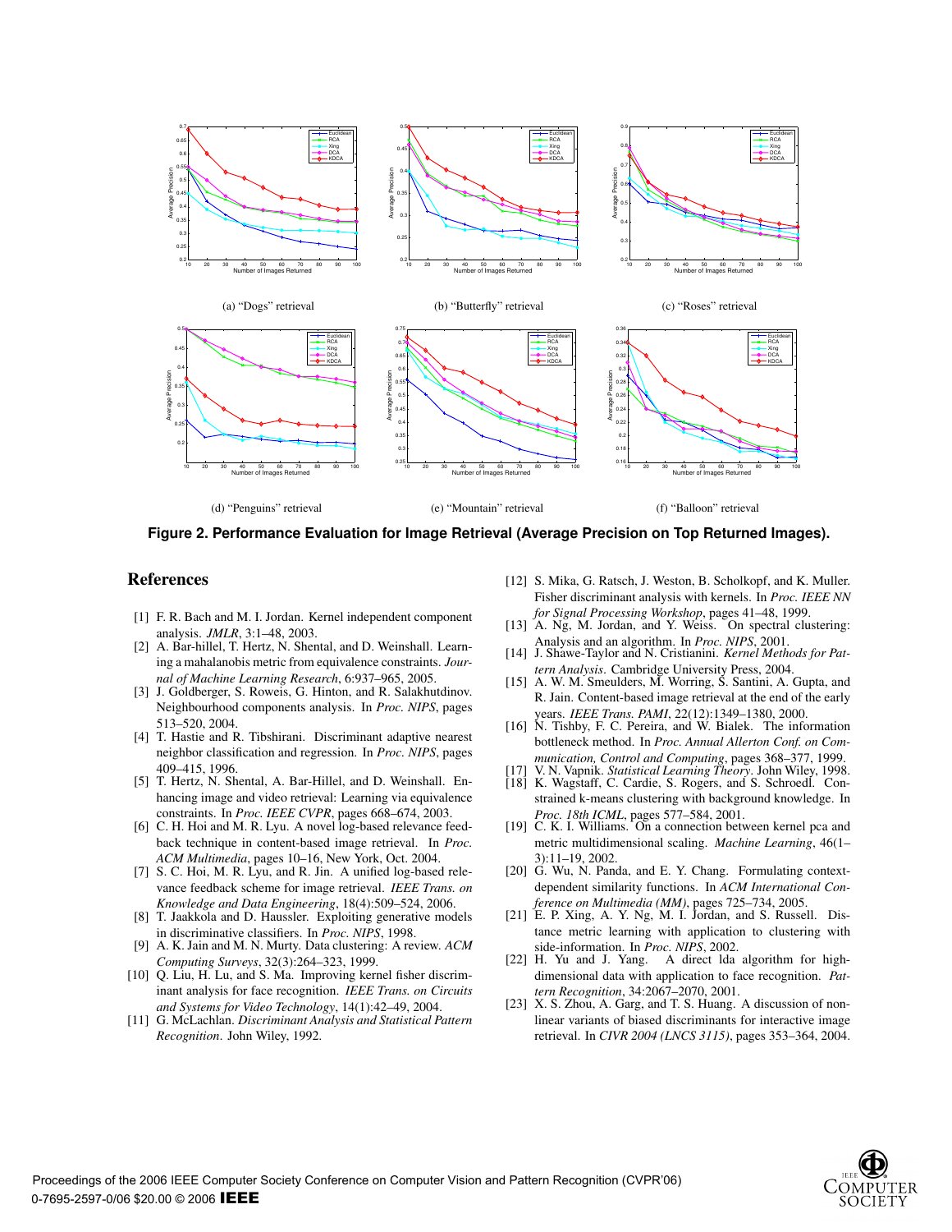Average Precision

Number of Images Returned

Euclidean
RCA
Xing
DCA
KDCA

(a) "Dogs" retrieval

(b) "Butterfly" retrieval

(c) "Roses" retrieval

(d) "Penguins" retrieval

(e) "Mountain" retrieval

(f) "Balloon" retrieval

**Figure 2. Performance Evaluation for Image Retrieval (Average Precision on Top Returned Images).**

## References

[1] F. R. Bach and M. I. Jordan. Kernel independent component analysis. *JMLR*, 3:1–48, 2003.

[2] A. Bar-hillel, T. Hertz, N. Shental, and D. Weinshall. Learning a mahalanobis metric from equivalence constraints. *Journal of Machine Learning Research*, 6:937–965, 2005.

[3] J. Goldberger, S. Roweis, G. Hinton, and R. Salakhutdinov. Neighbourhood components analysis. In *Proc. NIPS*, pages 513–520, 2004.

[4] T. Hastie and R. Tibshirani. Discriminant adaptive nearest neighbor classification and regression. In *Proc. NIPS*, pages 409–415, 1996.

[5] T. Hertz, N. Shental, A. Bar-Hillel, and D. Weinshall. Enhancing image and video retrieval: Learning via equivalence constraints. In *Proc. IEEE CVPR*, pages 668–674, 2003.

[6] C. H. Hoi and M. R. Lyu. A novel log-based relevance feedback technique in content-based image retrieval. In *Proc. ACM Multimedia*, pages 10–16, New York, Oct. 2004.

[7] S. C. Hoi, M. R. Lyu, and R. Jin. A unified log-based relevance feedback scheme for image retrieval. *IEEE Trans. on Knowledge and Data Engineering*, 18(4):509–524, 2006.

[8] T. Jaakkola and D. Haussler. Exploiting generative models in discriminative classifiers. In *Proc. NIPS*, 1998.

[9] A. K. Jain and M. N. Murty. Data clustering: A review. *ACM Computing Surveys*, 32(3):264–323, 1999.

[10] Q. Liu, H. Lu, and S. Ma. Improving kernel fisher discriminant analysis for face recognition. *IEEE Trans. on Circuits and Systems for Video Technology*, 14(1):42–49, 2004.

[11] G. McLachlan. *Discriminant Analysis and Statistical Pattern Recognition*. John Wiley, 1992.

[12] S. Mika, G. Ratsch, J. Weston, B. Scholkopf, and K. Muller. Fisher discriminant analysis with kernels. In *Proc. IEEE NN for Signal Processing Workshop*, pages 41–48, 1999.

[13] A. Ng, M. Jordan, and Y. Weiss. On spectral clustering: Analysis and an algorithm. In *Proc. NIPS*, 2001.

[14] J. Shawe-Taylor and N. Cristianini. *Kernel Methods for Pattern Analysis*. Cambridge University Press, 2004.

[15] A. W. M. Smeulders, M. Worring, S. Santini, A. Gupta, and R. Jain. Content-based image retrieval at the end of the early years. *IEEE Trans. PAMI*, 22(12):1349–1380, 2000.

[16] N. Tishby, F. C. Pereira, and W. Bialek. The information bottleneck method. In *Proc. Annual Allerton Conf. on Communication, Control and Computing*, pages 368–377, 1999.

[17] V. N. Vapnik. *Statistical Learning Theory*. John Wiley, 1998.

[18] K. Wagstaff, C. Cardie, S. Rogers, and S. Schroedl. Constrained k-means clustering with background knowledge. In *Proc. 18th ICML*, pages 577–584, 2001.

[19] C. K. I. Williams. On a connection between kernel pca and metric multidimensional scaling. *Machine Learning*, 46(1–3):11–19, 2002.

[20] G. Wu, N. Panda, and E. Y. Chang. Formulating context-dependent similarity functions. In *ACM International Conference on Multimedia (MM)*, pages 725–734, 2005.

[21] E. P. Xing, A. Y. Ng, M. I. Jordan, and S. Russell. Distance metric learning with application to clustering with side-information. In *Proc. NIPS*, 2002.

[22] H. Yu and J. Yang. A direct lda algorithm for high-dimensional data with application to face recognition. *Pattern Recognition*, 34:2067–2070, 2001.

[23] X. S. Zhou, A. Garg, and T. S. Huang. A discussion of nonlinear variants of biased discriminants for interactive image retrieval. In *CIVR 2004 (LNCS 3115)*, pages 353–364, 2004.